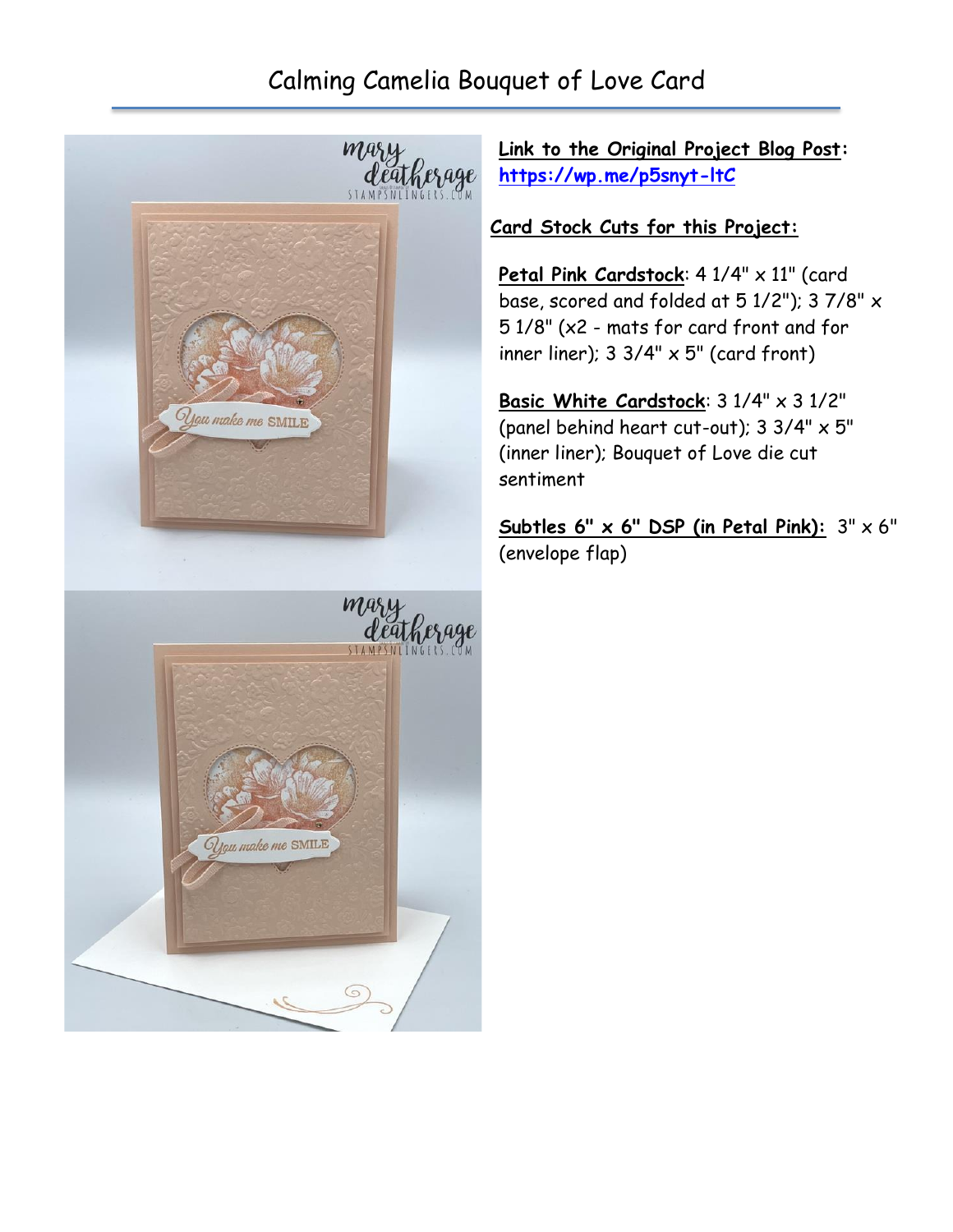# Calming Camelia Bouquet of Love Card

**Link to the Original Project Blog Post:** https://wp.me/p5snyt-ltC

**Card Stock Cuts for this Project:**

**Petal Pink Cardstock**: 4 1/4" x 11" (card base, scored and folded at 5 1/2"); 3 7/8" x 5 1/8" (x2 - mats for card front and for inner liner); 3 3/4" x 5" (card front)

**Basic White Cardstock**: 3 1/4" x 3 1/2" (panel behind heart cut-out); 3 3/4" x 5" (inner liner); Bouquet of Love die cut sentiment

**Subtles 6" x 6" DSP (in Petal Pink):** 3" x 6" (envelope flap)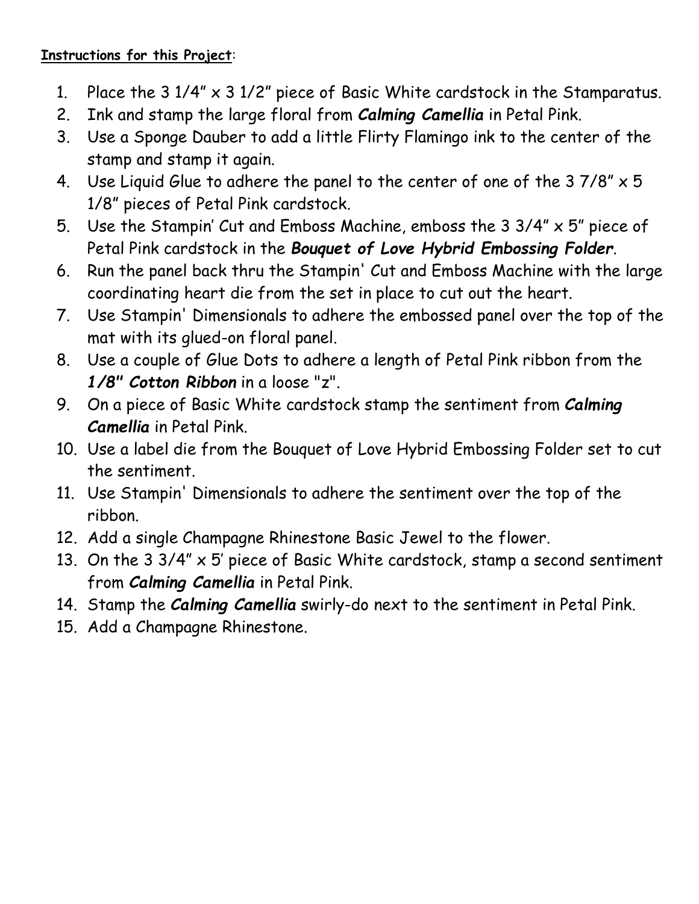**<u>Instructions for this Project</u>**:

1. Place the 3 1/4" x 3 1/2" piece of Basic White cardstock in the Stamparatus.
2. Ink and stamp the large floral from ***Calming Camellia*** in Petal Pink.
3. Use a Sponge Dauber to add a little Flirty Flamingo ink to the center of the stamp and stamp it again.
4. Use Liquid Glue to adhere the panel to the center of one of the 3 7/8" x 5 1/8" pieces of Petal Pink cardstock.
5. Use the Stampin' Cut and Emboss Machine, emboss the 3 3/4" x 5" piece of Petal Pink cardstock in the ***Bouquet of Love Hybrid Embossing Folder***.
6. Run the panel back thru the Stampin' Cut and Emboss Machine with the large coordinating heart die from the set in place to cut out the heart.
7. Use Stampin' Dimensionals to adhere the embossed panel over the top of the mat with its glued-on floral panel.
8. Use a couple of Glue Dots to adhere a length of Petal Pink ribbon from the ***1/8" Cotton Ribbon*** in a loose "z".
9. On a piece of Basic White cardstock stamp the sentiment from ***Calming Camellia*** in Petal Pink.
10. Use a label die from the Bouquet of Love Hybrid Embossing Folder set to cut the sentiment.
11. Use Stampin' Dimensionals to adhere the sentiment over the top of the ribbon.
12. Add a single Champagne Rhinestone Basic Jewel to the flower.
13. On the 3 3/4" x 5' piece of Basic White cardstock, stamp a second sentiment from ***Calming Camellia*** in Petal Pink.
14. Stamp the ***Calming Camellia*** swirly-do next to the sentiment in Petal Pink.
15. Add a Champagne Rhinestone.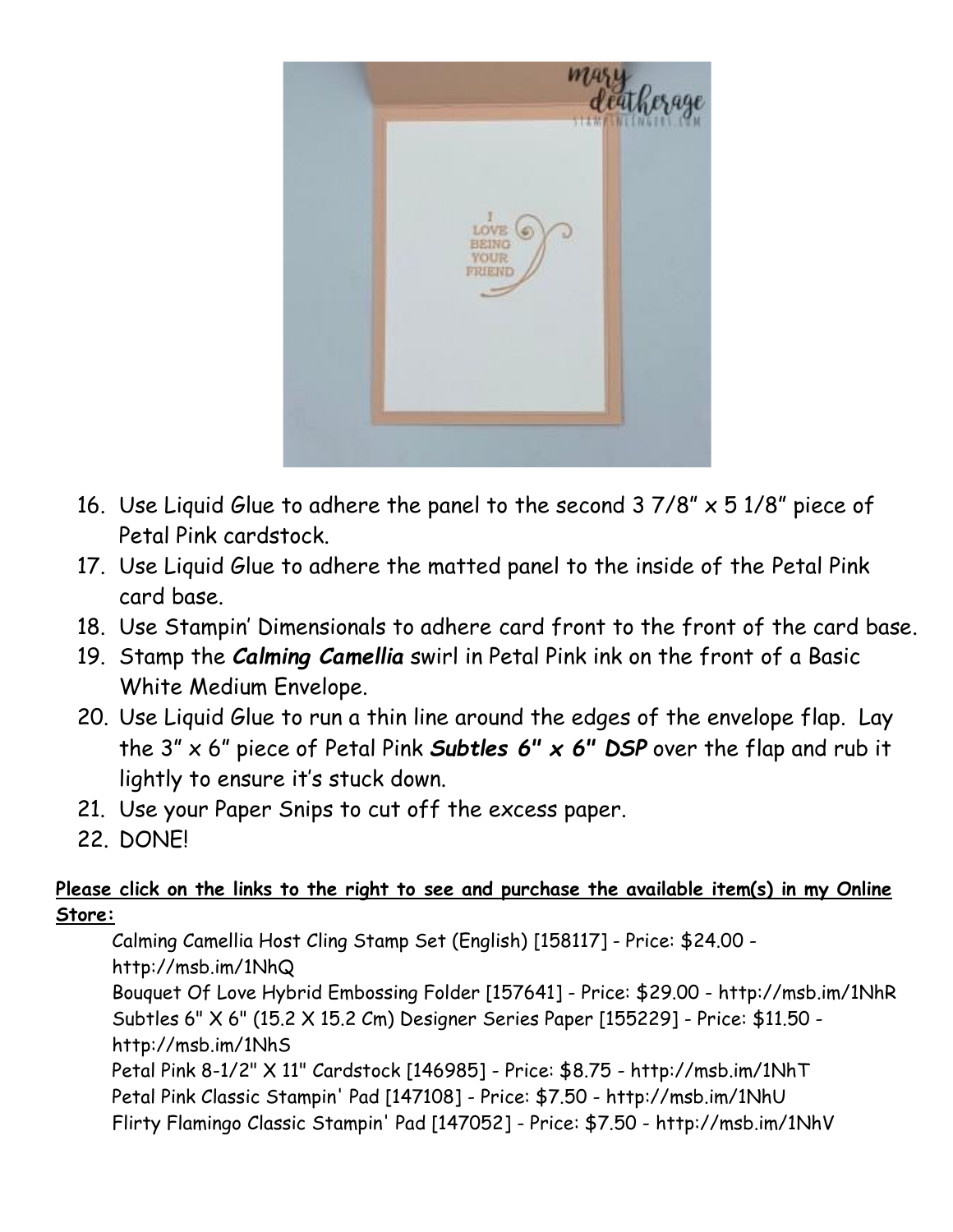16. Use Liquid Glue to adhere the panel to the second 3 7/8" x 5 1/8" piece of Petal Pink cardstock.
17. Use Liquid Glue to adhere the matted panel to the inside of the Petal Pink card base.
18. Use Stampin' Dimensionals to adhere card front to the front of the card base.
19. Stamp the ***Calming Camellia*** swirl in Petal Pink ink on the front of a Basic White Medium Envelope.
20. Use Liquid Glue to run a thin line around the edges of the envelope flap. Lay the 3" x 6" piece of Petal Pink ***Subtles 6" x 6" DSP*** over the flap and rub it lightly to ensure it's stuck down.
21. Use your Paper Snips to cut off the excess paper.
22. DONE!

**Please click on the links to the right to see and purchase the available item(s) in my Online Store:**

Calming Camellia Host Cling Stamp Set (English) [158117] - Price: $24.00 - http://msb.im/1NhQ
Bouquet Of Love Hybrid Embossing Folder [157641] - Price: $29.00 - http://msb.im/1NhR
Subtles 6" X 6" (15.2 X 15.2 Cm) Designer Series Paper [155229] - Price: $11.50 - http://msb.im/1NhS
Petal Pink 8-1/2" X 11" Cardstock [146985] - Price: $8.75 - http://msb.im/1NhT
Petal Pink Classic Stampin' Pad [147108] - Price: $7.50 - http://msb.im/1NhU
Flirty Flamingo Classic Stampin' Pad [147052] - Price: $7.50 - http://msb.im/1NhV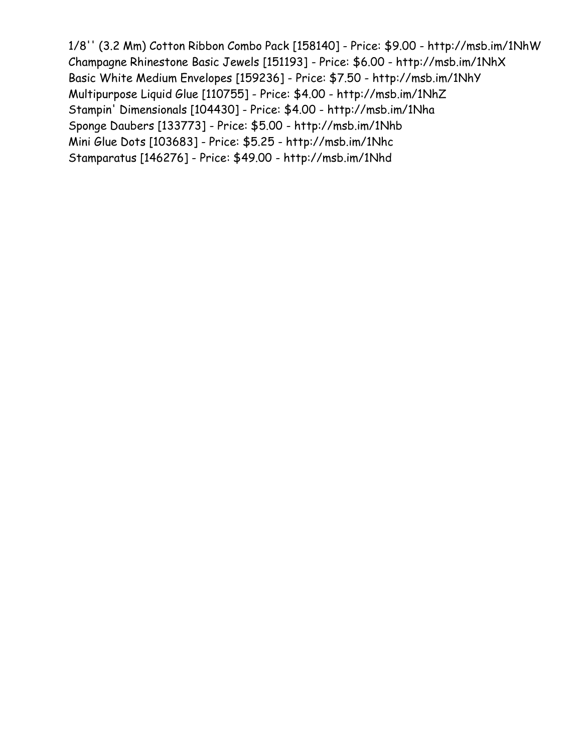1/8'' (3.2 Mm) Cotton Ribbon Combo Pack [158140] - Price: $9.00 - http://msb.im/1NhW
Champagne Rhinestone Basic Jewels [151193] - Price: $6.00 - http://msb.im/1NhX
Basic White Medium Envelopes [159236] - Price: $7.50 - http://msb.im/1NhY
Multipurpose Liquid Glue [110755] - Price: $4.00 - http://msb.im/1NhZ
Stampin' Dimensionals [104430] - Price: $4.00 - http://msb.im/1Nha
Sponge Daubers [133773] - Price: $5.00 - http://msb.im/1Nhb
Mini Glue Dots [103683] - Price: $5.25 - http://msb.im/1Nhc
Stamparatus [146276] - Price: $49.00 - http://msb.im/1Nhd